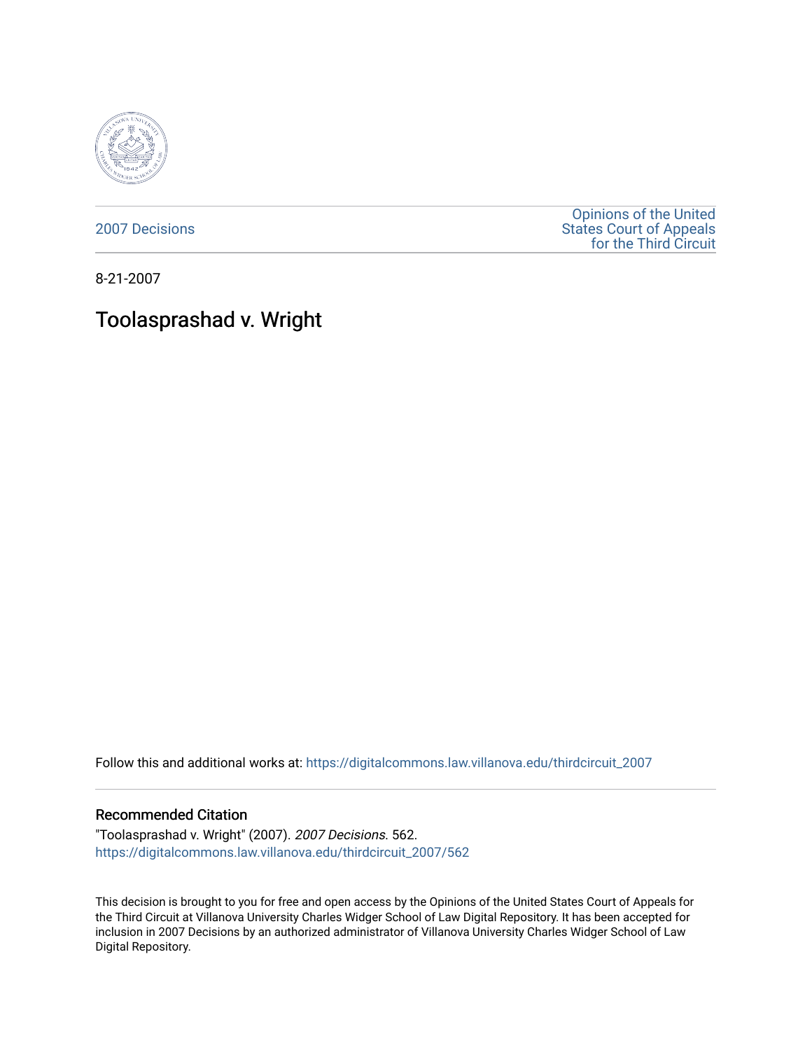2007 Decisions

Opinions of the United States Court of Appeals for the Third Circuit

8-21-2007

# Toolasprashad v. Wright

Follow this and additional works at: https://digitalcommons.law.villanova.edu/thirdcircuit_2007

## Recommended Citation

"Toolasprashad v. Wright" (2007). *2007 Decisions*. 562.
https://digitalcommons.law.villanova.edu/thirdcircuit_2007/562

This decision is brought to you for free and open access by the Opinions of the United States Court of Appeals for the Third Circuit at Villanova University Charles Widger School of Law Digital Repository. It has been accepted for inclusion in 2007 Decisions by an authorized administrator of Villanova University Charles Widger School of Law Digital Repository.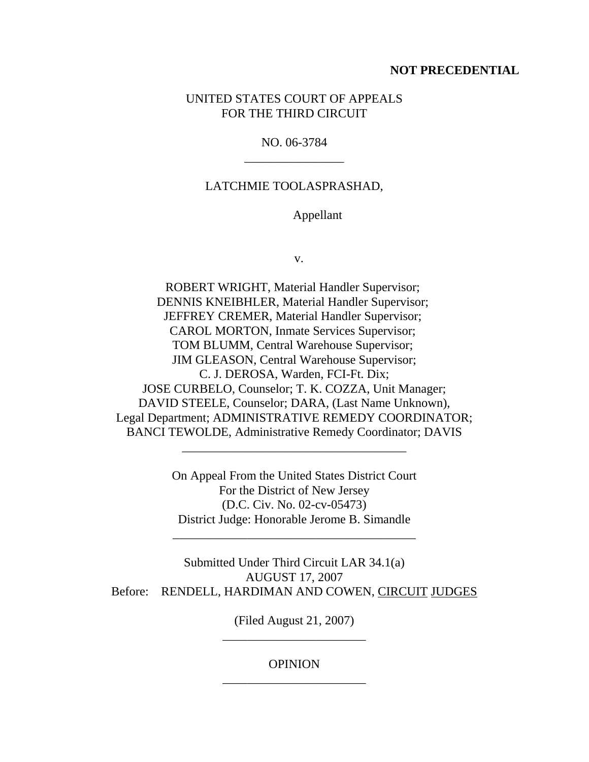**NOT PRECEDENTIAL**

UNITED STATES COURT OF APPEALS
FOR THE THIRD CIRCUIT

NO. 06-3784

---

LATCHMIE TOOLASPRASHAD,

Appellant

v.

ROBERT WRIGHT, Material Handler Supervisor;
DENNIS KNEIBHLER, Material Handler Supervisor;
JEFFREY CREMER, Material Handler Supervisor;
CAROL MORTON, Inmate Services Supervisor;
TOM BLUMM, Central Warehouse Supervisor;
JIM GLEASON, Central Warehouse Supervisor;
C. J. DEROSA, Warden, FCI-Ft. Dix;
JOSE CURBELO, Counselor; T. K. COZZA, Unit Manager;
DAVID STEELE, Counselor; DARA, (Last Name Unknown),
Legal Department; ADMINISTRATIVE REMEDY COORDINATOR;
BANCI TEWOLDE, Administrative Remedy Coordinator; DAVIS

---

On Appeal From the United States District Court
For the District of New Jersey
(D.C. Civ. No. 02-cv-05473)
District Judge: Honorable Jerome B. Simandle

---

Submitted Under Third Circuit LAR 34.1(a)
AUGUST 17, 2007
Before: RENDELL, HARDIMAN AND COWEN, CIRCUIT JUDGES

(Filed August 21, 2007)

---

OPINION

---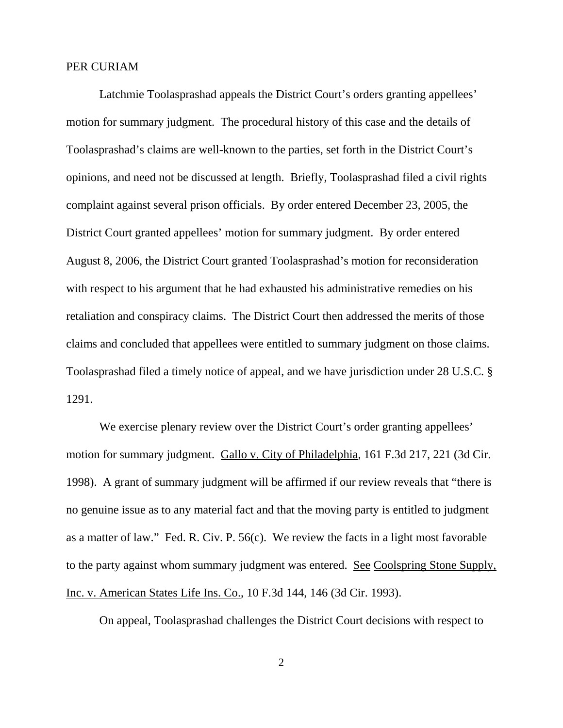PER CURIAM

Latchmie Toolasprashad appeals the District Court's orders granting appellees' motion for summary judgment. The procedural history of this case and the details of Toolasprashad's claims are well-known to the parties, set forth in the District Court's opinions, and need not be discussed at length. Briefly, Toolasprashad filed a civil rights complaint against several prison officials. By order entered December 23, 2005, the District Court granted appellees' motion for summary judgment. By order entered August 8, 2006, the District Court granted Toolasprashad's motion for reconsideration with respect to his argument that he had exhausted his administrative remedies on his retaliation and conspiracy claims. The District Court then addressed the merits of those claims and concluded that appellees were entitled to summary judgment on those claims. Toolasprashad filed a timely notice of appeal, and we have jurisdiction under 28 U.S.C. § 1291.

We exercise plenary review over the District Court's order granting appellees' motion for summary judgment. Gallo v. City of Philadelphia, 161 F.3d 217, 221 (3d Cir. 1998). A grant of summary judgment will be affirmed if our review reveals that "there is no genuine issue as to any material fact and that the moving party is entitled to judgment as a matter of law." Fed. R. Civ. P. 56(c). We review the facts in a light most favorable to the party against whom summary judgment was entered. See Coolspring Stone Supply, Inc. v. American States Life Ins. Co., 10 F.3d 144, 146 (3d Cir. 1993).

On appeal, Toolasprashad challenges the District Court decisions with respect to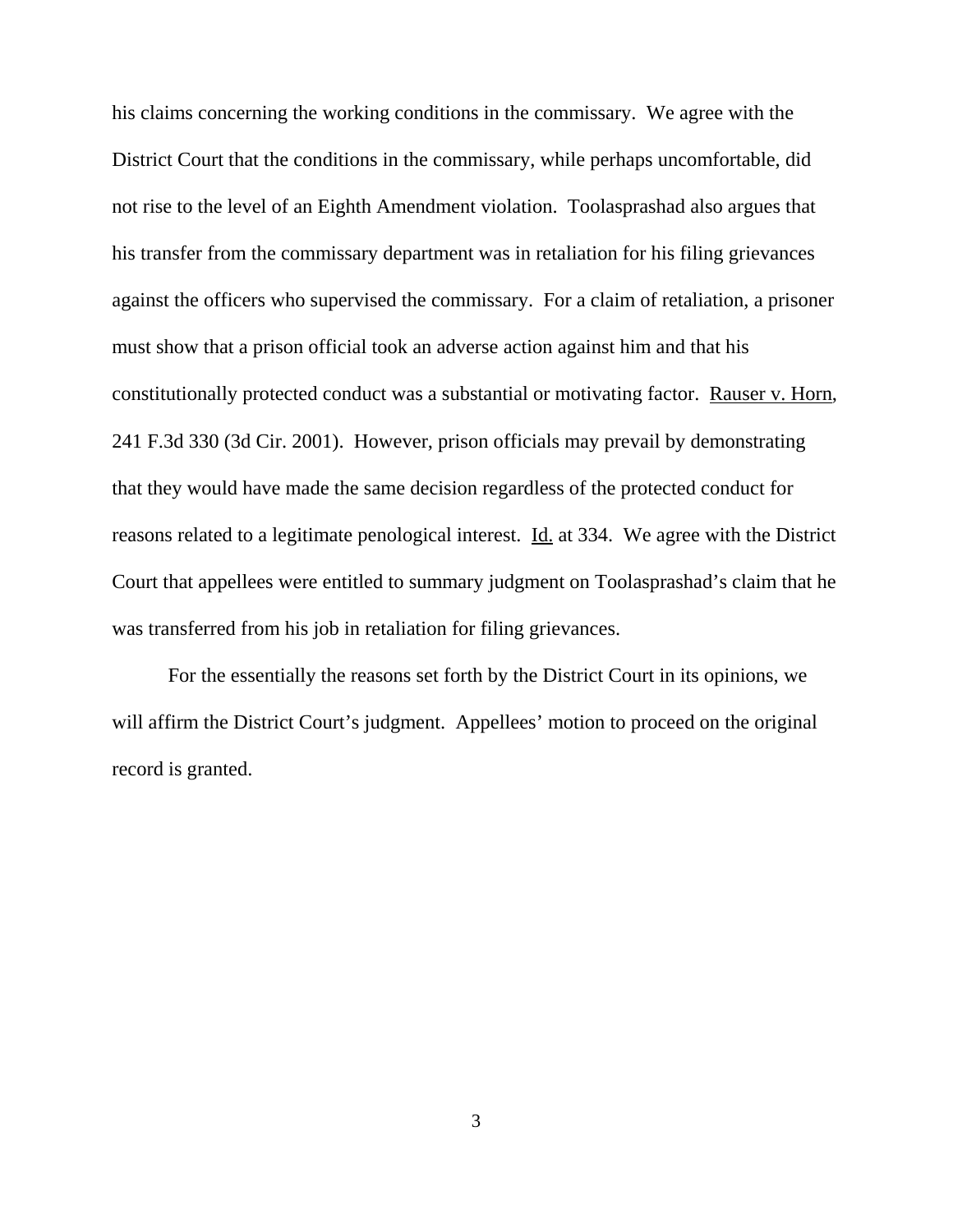his claims concerning the working conditions in the commissary. We agree with the District Court that the conditions in the commissary, while perhaps uncomfortable, did not rise to the level of an Eighth Amendment violation. Toolasprashad also argues that his transfer from the commissary department was in retaliation for his filing grievances against the officers who supervised the commissary. For a claim of retaliation, a prisoner must show that a prison official took an adverse action against him and that his constitutionally protected conduct was a substantial or motivating factor. Rauser v. Horn, 241 F.3d 330 (3d Cir. 2001). However, prison officials may prevail by demonstrating that they would have made the same decision regardless of the protected conduct for reasons related to a legitimate penological interest. Id. at 334. We agree with the District Court that appellees were entitled to summary judgment on Toolasprashad's claim that he was transferred from his job in retaliation for filing grievances.

For the essentially the reasons set forth by the District Court in its opinions, we will affirm the District Court's judgment. Appellees' motion to proceed on the original record is granted.